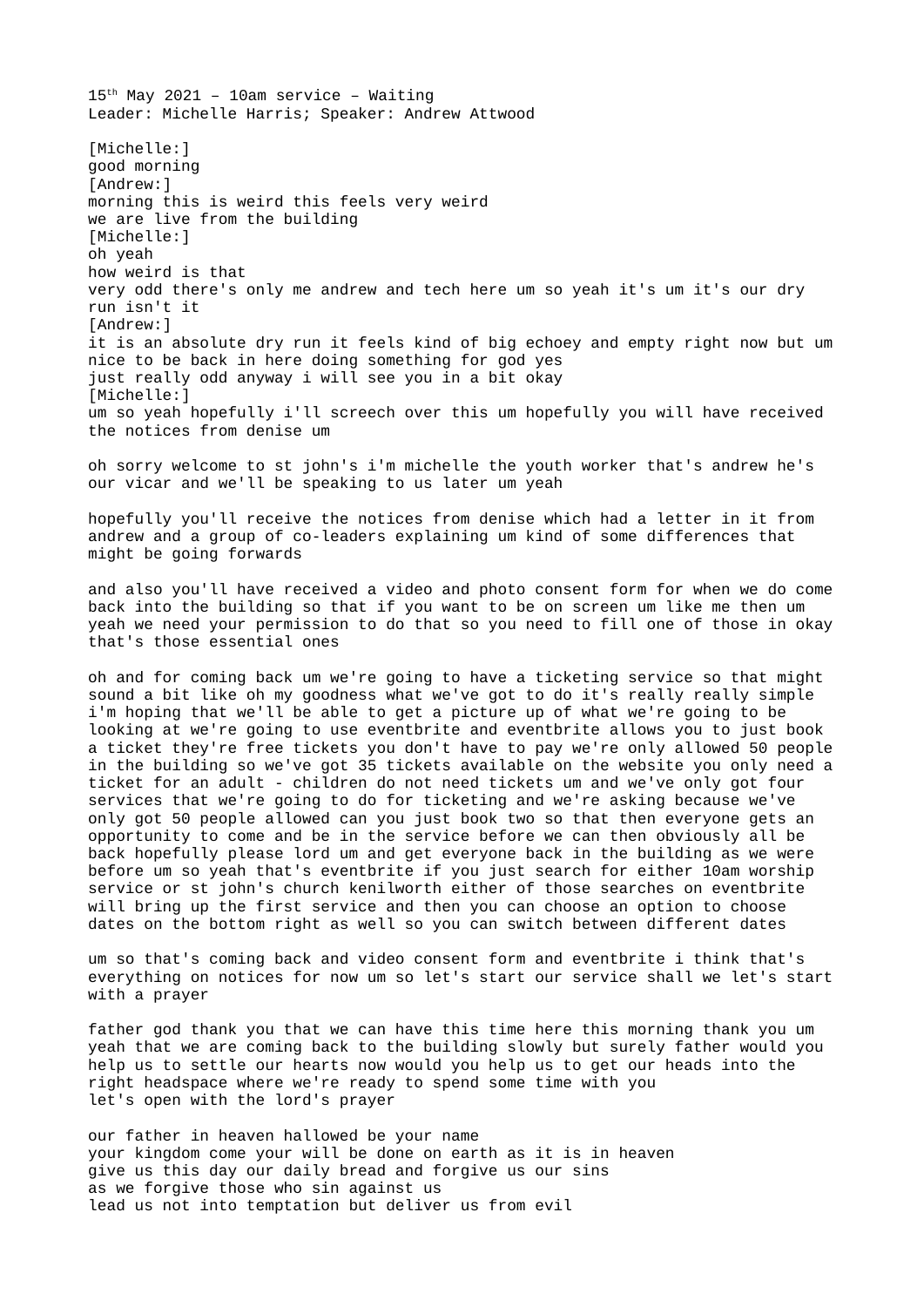15th May 2021 – 10am service – Waiting
Leader: Michelle Harris; Speaker: Andrew Attwood

[Michelle:]
good morning
[Andrew:]
morning this is weird this feels very weird
we are live from the building
[Michelle:]
oh yeah
how weird is that
very odd there's only me andrew and tech here um so yeah it's um it's our dry run isn't it
[Andrew:]
it is an absolute dry run it feels kind of big echoey and empty right now but um nice to be back in here doing something for god yes
just really odd anyway i will see you in a bit okay
[Michelle:]
um so yeah hopefully i'll screech over this um hopefully you will have received the notices from denise um

oh sorry welcome to st john's i'm michelle the youth worker that's andrew he's our vicar and we'll be speaking to us later um yeah

hopefully you'll receive the notices from denise which had a letter in it from andrew and a group of co-leaders explaining um kind of some differences that might be going forwards

and also you'll have received a video and photo consent form for when we do come back into the building so that if you want to be on screen um like me then um yeah we need your permission to do that so you need to fill one of those in okay that's those essential ones

oh and for coming back um we're going to have a ticketing service so that might sound a bit like oh my goodness what we've got to do it's really really simple i'm hoping that we'll be able to get a picture up of what we're going to be looking at we're going to use eventbrite and eventbrite allows you to just book a ticket they're free tickets you don't have to pay we're only allowed 50 people in the building so we've got 35 tickets available on the website you only need a ticket for an adult - children do not need tickets um and we've only got four services that we're going to do for ticketing and we're asking because we've only got 50 people allowed can you just book two so that then everyone gets an opportunity to come and be in the service before we can then obviously all be back hopefully please lord um and get everyone back in the building as we were before um so yeah that's eventbrite if you just search for either 10am worship service or st john's church kenilworth either of those searches on eventbrite will bring up the first service and then you can choose an option to choose dates on the bottom right as well so you can switch between different dates

um so that's coming back and video consent form and eventbrite i think that's everything on notices for now um so let's start our service shall we let's start with a prayer

father god thank you that we can have this time here this morning thank you um yeah that we are coming back to the building slowly but surely father would you help us to settle our hearts now would you help us to get our heads into the right headspace where we're ready to spend some time with you
let's open with the lord's prayer

our father in heaven hallowed be your name
your kingdom come your will be done on earth as it is in heaven
give us this day our daily bread and forgive us our sins
as we forgive those who sin against us
lead us not into temptation but deliver us from evil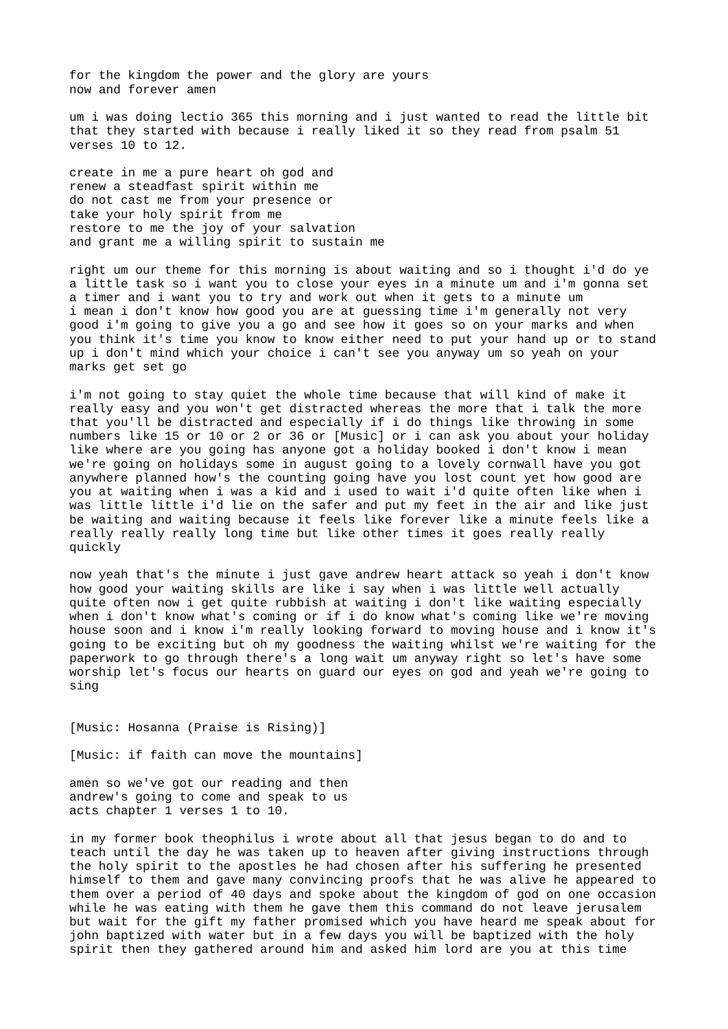for the kingdom the power and the glory are yours
now and forever amen

um i was doing lectio 365 this morning and i just wanted to read the little bit that they started with because i really liked it so they read from psalm 51 verses 10 to 12.

create in me a pure heart oh god and
renew a steadfast spirit within me
do not cast me from your presence or
take your holy spirit from me
restore to me the joy of your salvation
and grant me a willing spirit to sustain me

right um our theme for this morning is about waiting and so i thought i'd do ye a little task so i want you to close your eyes in a minute um and i'm gonna set a timer and i want you to try and work out when it gets to a minute um i mean i don't know how good you are at guessing time i'm generally not very good i'm going to give you a go and see how it goes so on your marks and when you think it's time you know to know either need to put your hand up or to stand up i don't mind which your choice i can't see you anyway um so yeah on your marks get set go

i'm not going to stay quiet the whole time because that will kind of make it really easy and you won't get distracted whereas the more that i talk the more that you'll be distracted and especially if i do things like throwing in some numbers like 15 or 10 or 2 or 36 or [Music] or i can ask you about your holiday like where are you going has anyone got a holiday booked i don't know i mean we're going on holidays some in august going to a lovely cornwall have you got anywhere planned how's the counting going have you lost count yet how good are you at waiting when i was a kid and i used to wait i'd quite often like when i was little little i'd lie on the safer and put my feet in the air and like just be waiting and waiting because it feels like forever like a minute feels like a really really really long time but like other times it goes really really quickly

now yeah that's the minute i just gave andrew heart attack so yeah i don't know how good your waiting skills are like i say when i was little well actually quite often now i get quite rubbish at waiting i don't like waiting especially when i don't know what's coming or if i do know what's coming like we're moving house soon and i know i'm really looking forward to moving house and i know it's going to be exciting but oh my goodness the waiting whilst we're waiting for the paperwork to go through there's a long wait um anyway right so let's have some worship let's focus our hearts on guard our eyes on god and yeah we're going to sing

[Music: Hosanna (Praise is Rising)]

[Music: if faith can move the mountains]

amen so we've got our reading and then
andrew's going to come and speak to us
acts chapter 1 verses 1 to 10.

in my former book theophilus i wrote about all that jesus began to do and to teach until the day he was taken up to heaven after giving instructions through the holy spirit to the apostles he had chosen after his suffering he presented himself to them and gave many convincing proofs that he was alive he appeared to them over a period of 40 days and spoke about the kingdom of god on one occasion while he was eating with them he gave them this command do not leave jerusalem but wait for the gift my father promised which you have heard me speak about for john baptized with water but in a few days you will be baptized with the holy spirit then they gathered around him and asked him lord are you at this time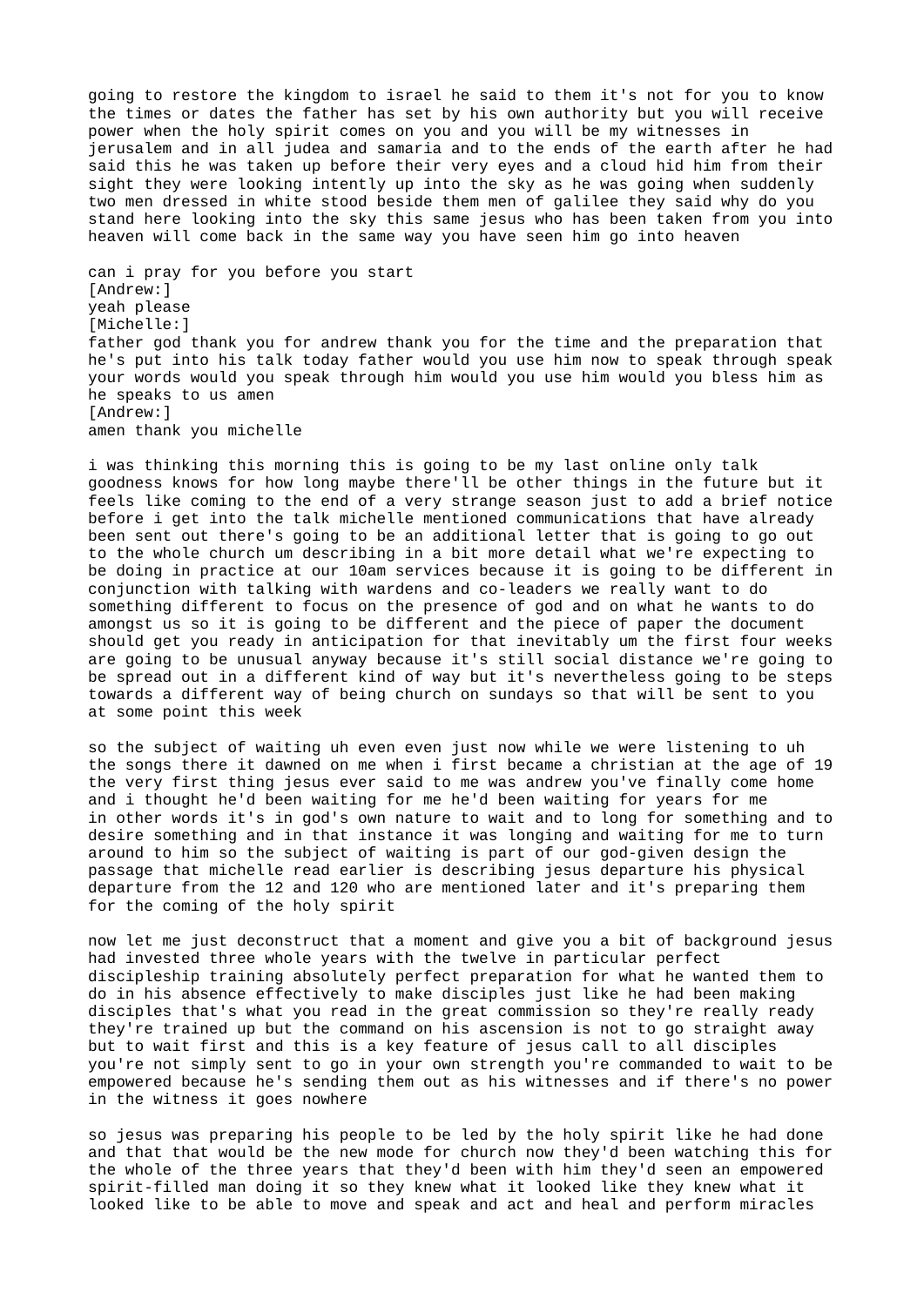going to restore the kingdom to israel he said to them it's not for you to know the times or dates the father has set by his own authority but you will receive power when the holy spirit comes on you and you will be my witnesses in jerusalem and in all judea and samaria and to the ends of the earth after he had said this he was taken up before their very eyes and a cloud hid him from their sight they were looking intently up into the sky as he was going when suddenly two men dressed in white stood beside them men of galilee they said why do you stand here looking into the sky this same jesus who has been taken from you into heaven will come back in the same way you have seen him go into heaven

can i pray for you before you start
[Andrew:]
yeah please
[Michelle:]
father god thank you for andrew thank you for the time and the preparation that he's put into his talk today father would you use him now to speak through speak your words would you speak through him would you use him would you bless him as he speaks to us amen
[Andrew:]
amen thank you michelle

i was thinking this morning this is going to be my last online only talk goodness knows for how long maybe there'll be other things in the future but it feels like coming to the end of a very strange season just to add a brief notice before i get into the talk michelle mentioned communications that have already been sent out there's going to be an additional letter that is going to go out to the whole church um describing in a bit more detail what we're expecting to be doing in practice at our 10am services because it is going to be different in conjunction with talking with wardens and co-leaders we really want to do something different to focus on the presence of god and on what he wants to do amongst us so it is going to be different and the piece of paper the document should get you ready in anticipation for that inevitably um the first four weeks are going to be unusual anyway because it's still social distance we're going to be spread out in a different kind of way but it's nevertheless going to be steps towards a different way of being church on sundays so that will be sent to you at some point this week

so the subject of waiting uh even even just now while we were listening to uh the songs there it dawned on me when i first became a christian at the age of 19 the very first thing jesus ever said to me was andrew you've finally come home and i thought he'd been waiting for me he'd been waiting for years for me in other words it's in god's own nature to wait and to long for something and to desire something and in that instance it was longing and waiting for me to turn around to him so the subject of waiting is part of our god-given design the passage that michelle read earlier is describing jesus departure his physical departure from the 12 and 120 who are mentioned later and it's preparing them for the coming of the holy spirit

now let me just deconstruct that a moment and give you a bit of background jesus had invested three whole years with the twelve in particular perfect discipleship training absolutely perfect preparation for what he wanted them to do in his absence effectively to make disciples just like he had been making disciples that's what you read in the great commission so they're really ready they're trained up but the command on his ascension is not to go straight away but to wait first and this is a key feature of jesus call to all disciples you're not simply sent to go in your own strength you're commanded to wait to be empowered because he's sending them out as his witnesses and if there's no power in the witness it goes nowhere

so jesus was preparing his people to be led by the holy spirit like he had done and that that would be the new mode for church now they'd been watching this for the whole of the three years that they'd been with him they'd seen an empowered spirit-filled man doing it so they knew what it looked like they knew what it looked like to be able to move and speak and act and heal and perform miracles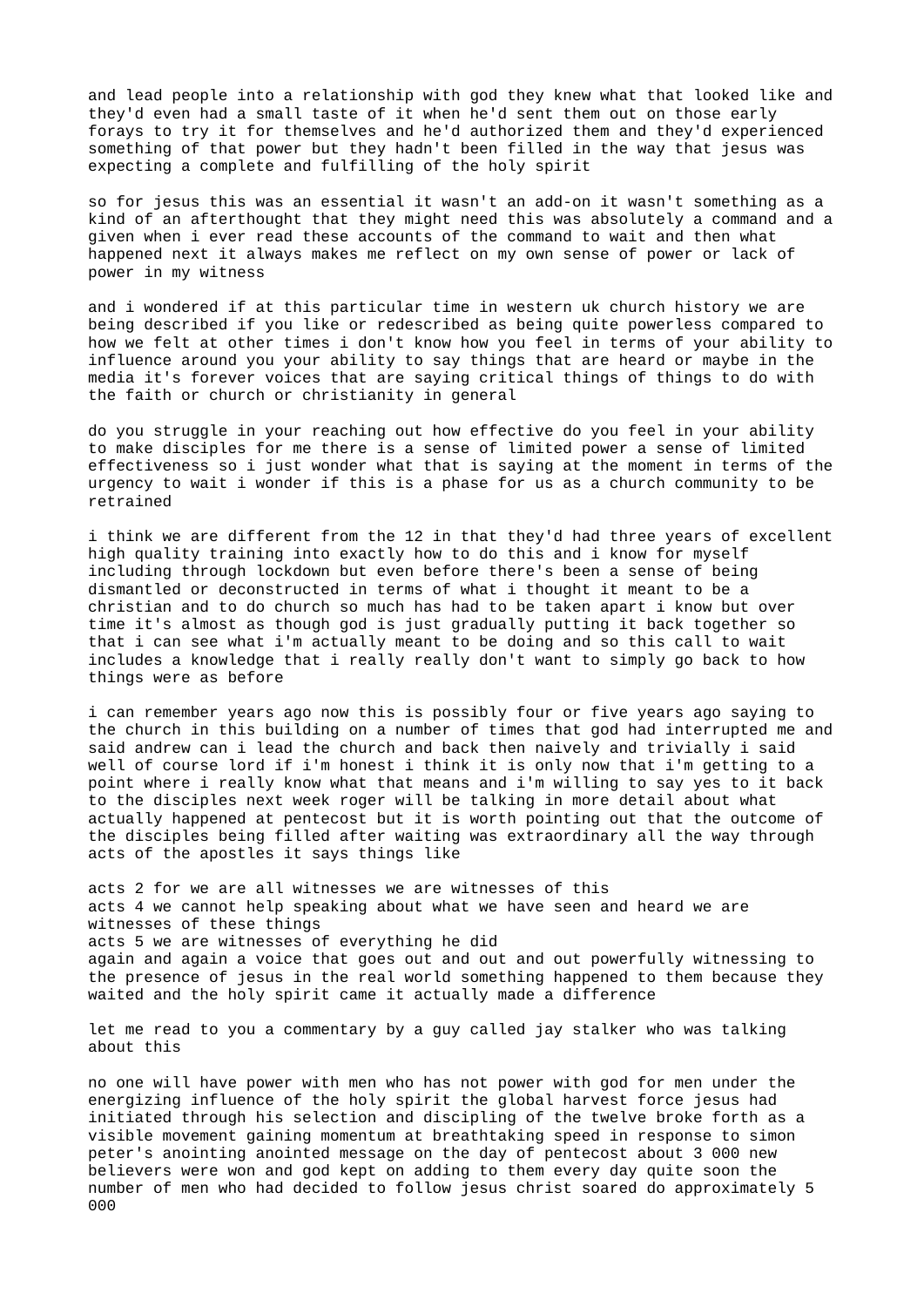and lead people into a relationship with god they knew what that looked like and they'd even had a small taste of it when he'd sent them out on those early forays to try it for themselves and he'd authorized them and they'd experienced something of that power but they hadn't been filled in the way that jesus was expecting a complete and fulfilling of the holy spirit

so for jesus this was an essential it wasn't an add-on it wasn't something as a kind of an afterthought that they might need this was absolutely a command and a given when i ever read these accounts of the command to wait and then what happened next it always makes me reflect on my own sense of power or lack of power in my witness

and i wondered if at this particular time in western uk church history we are being described if you like or redescribed as being quite powerless compared to how we felt at other times i don't know how you feel in terms of your ability to influence around you your ability to say things that are heard or maybe in the media it's forever voices that are saying critical things of things to do with the faith or church or christianity in general

do you struggle in your reaching out how effective do you feel in your ability to make disciples for me there is a sense of limited power a sense of limited effectiveness so i just wonder what that is saying at the moment in terms of the urgency to wait i wonder if this is a phase for us as a church community to be retrained

i think we are different from the 12 in that they'd had three years of excellent high quality training into exactly how to do this and i know for myself including through lockdown but even before there's been a sense of being dismantled or deconstructed in terms of what i thought it meant to be a christian and to do church so much has had to be taken apart i know but over time it's almost as though god is just gradually putting it back together so that i can see what i'm actually meant to be doing and so this call to wait includes a knowledge that i really really don't want to simply go back to how things were as before

i can remember years ago now this is possibly four or five years ago saying to the church in this building on a number of times that god had interrupted me and said andrew can i lead the church and back then naively and trivially i said well of course lord if i'm honest i think it is only now that i'm getting to a point where i really know what that means and i'm willing to say yes to it back to the disciples next week roger will be talking in more detail about what actually happened at pentecost but it is worth pointing out that the outcome of the disciples being filled after waiting was extraordinary all the way through acts of the apostles it says things like

acts 2 for we are all witnesses we are witnesses of this
acts 4 we cannot help speaking about what we have seen and heard we are witnesses of these things
acts 5 we are witnesses of everything he did
again and again a voice that goes out and out and out powerfully witnessing to the presence of jesus in the real world something happened to them because they waited and the holy spirit came it actually made a difference

let me read to you a commentary by a guy called jay stalker who was talking about this

no one will have power with men who has not power with god for men under the energizing influence of the holy spirit the global harvest force jesus had initiated through his selection and discipling of the twelve broke forth as a visible movement gaining momentum at breathtaking speed in response to simon peter's anointing anointed message on the day of pentecost about 3 000 new believers were won and god kept on adding to them every day quite soon the number of men who had decided to follow jesus christ soared do approximately 5 000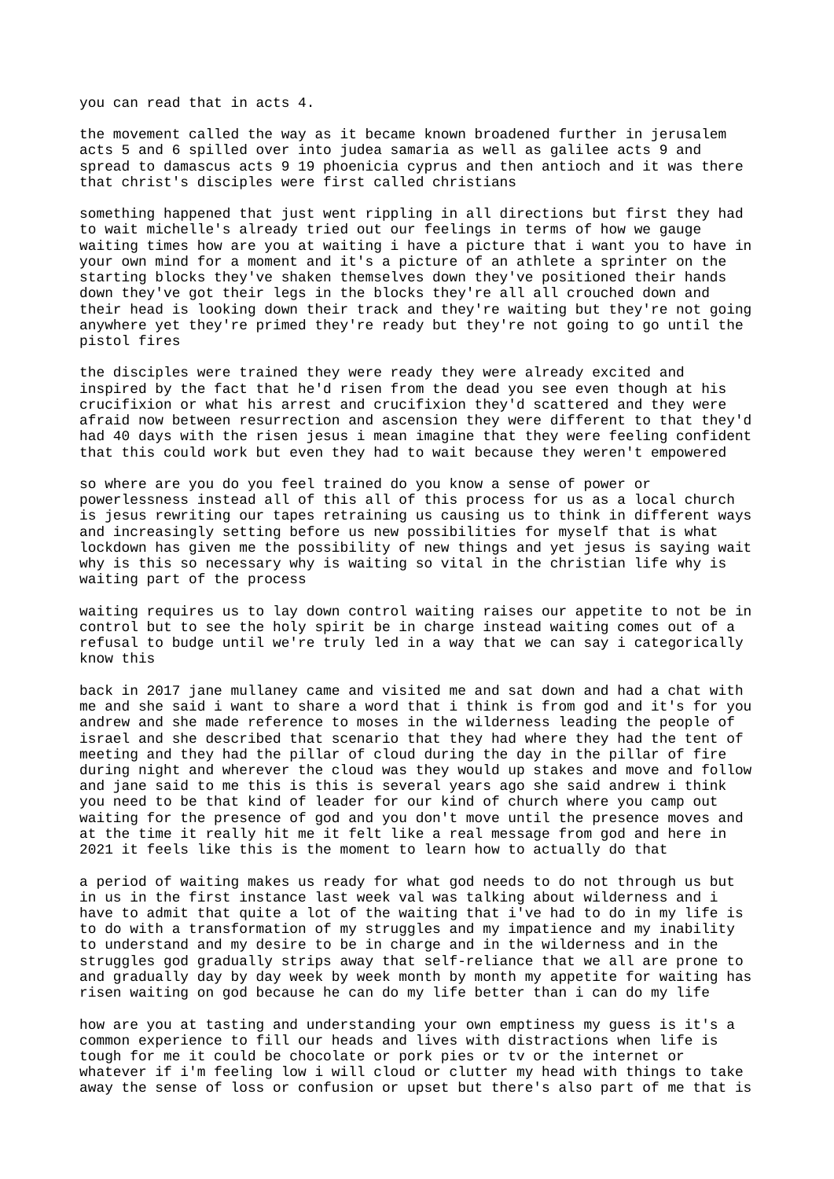you can read that in acts 4.

the movement called the way as it became known broadened further in jerusalem acts 5 and 6 spilled over into judea samaria as well as galilee acts 9 and spread to damascus acts 9 19 phoenicia cyprus and then antioch and it was there that christ's disciples were first called christians

something happened that just went rippling in all directions but first they had to wait michelle's already tried out our feelings in terms of how we gauge waiting times how are you at waiting i have a picture that i want you to have in your own mind for a moment and it's a picture of an athlete a sprinter on the starting blocks they've shaken themselves down they've positioned their hands down they've got their legs in the blocks they're all all crouched down and their head is looking down their track and they're waiting but they're not going anywhere yet they're primed they're ready but they're not going to go until the pistol fires

the disciples were trained they were ready they were already excited and inspired by the fact that he'd risen from the dead you see even though at his crucifixion or what his arrest and crucifixion they'd scattered and they were afraid now between resurrection and ascension they were different to that they'd had 40 days with the risen jesus i mean imagine that they were feeling confident that this could work but even they had to wait because they weren't empowered

so where are you do you feel trained do you know a sense of power or powerlessness instead all of this all of this process for us as a local church is jesus rewriting our tapes retraining us causing us to think in different ways and increasingly setting before us new possibilities for myself that is what lockdown has given me the possibility of new things and yet jesus is saying wait why is this so necessary why is waiting so vital in the christian life why is waiting part of the process

waiting requires us to lay down control waiting raises our appetite to not be in control but to see the holy spirit be in charge instead waiting comes out of a refusal to budge until we're truly led in a way that we can say i categorically know this

back in 2017 jane mullaney came and visited me and sat down and had a chat with me and she said i want to share a word that i think is from god and it's for you andrew and she made reference to moses in the wilderness leading the people of israel and she described that scenario that they had where they had the tent of meeting and they had the pillar of cloud during the day in the pillar of fire during night and wherever the cloud was they would up stakes and move and follow and jane said to me this is this is several years ago she said andrew i think you need to be that kind of leader for our kind of church where you camp out waiting for the presence of god and you don't move until the presence moves and at the time it really hit me it felt like a real message from god and here in 2021 it feels like this is the moment to learn how to actually do that

a period of waiting makes us ready for what god needs to do not through us but in us in the first instance last week val was talking about wilderness and i have to admit that quite a lot of the waiting that i've had to do in my life is to do with a transformation of my struggles and my impatience and my inability to understand and my desire to be in charge and in the wilderness and in the struggles god gradually strips away that self-reliance that we all are prone to and gradually day by day week by week month by month my appetite for waiting has risen waiting on god because he can do my life better than i can do my life

how are you at tasting and understanding your own emptiness my guess is it's a common experience to fill our heads and lives with distractions when life is tough for me it could be chocolate or pork pies or tv or the internet or whatever if i'm feeling low i will cloud or clutter my head with things to take away the sense of loss or confusion or upset but there's also part of me that is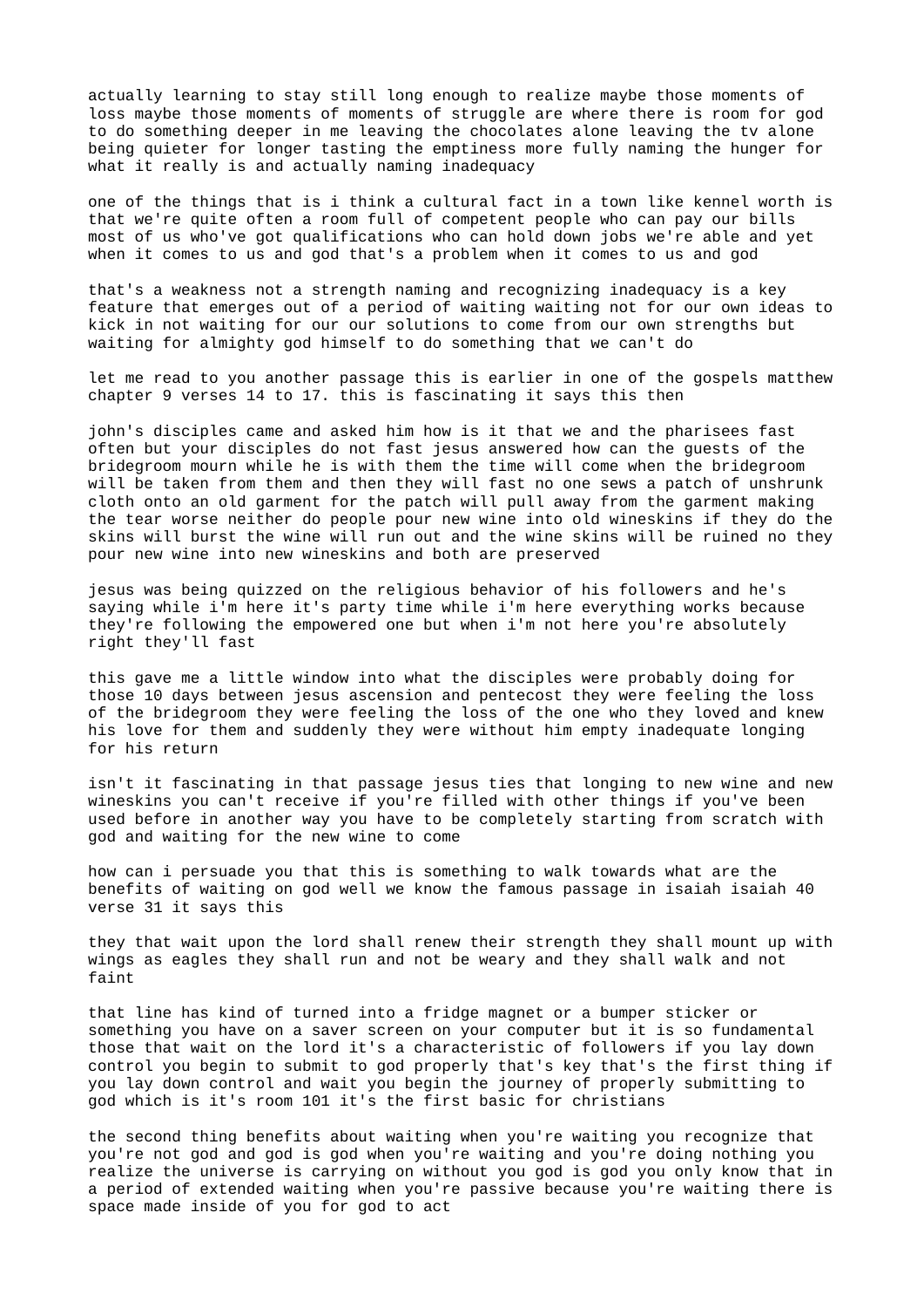actually learning to stay still long enough to realize maybe those moments of loss maybe those moments of moments of struggle are where there is room for god to do something deeper in me leaving the chocolates alone leaving the tv alone being quieter for longer tasting the emptiness more fully naming the hunger for what it really is and actually naming inadequacy

one of the things that is i think a cultural fact in a town like kennel worth is that we're quite often a room full of competent people who can pay our bills most of us who've got qualifications who can hold down jobs we're able and yet when it comes to us and god that's a problem when it comes to us and god

that's a weakness not a strength naming and recognizing inadequacy is a key feature that emerges out of a period of waiting waiting not for our own ideas to kick in not waiting for our solutions to come from our own strengths but waiting for almighty god himself to do something that we can't do

let me read to you another passage this is earlier in one of the gospels matthew chapter 9 verses 14 to 17. this is fascinating it says this then

john's disciples came and asked him how is it that we and the pharisees fast often but your disciples do not fast jesus answered how can the guests of the bridegroom mourn while he is with them the time will come when the bridegroom will be taken from them and then they will fast no one sews a patch of unshrunk cloth onto an old garment for the patch will pull away from the garment making the tear worse neither do people pour new wine into old wineskins if they do the skins will burst the wine will run out and the wine skins will be ruined no they pour new wine into new wineskins and both are preserved

jesus was being quizzed on the religious behavior of his followers and he's saying while i'm here it's party time while i'm here everything works because they're following the empowered one but when i'm not here you're absolutely right they'll fast

this gave me a little window into what the disciples were probably doing for those 10 days between jesus ascension and pentecost they were feeling the loss of the bridegroom they were feeling the loss of the one who they loved and knew his love for them and suddenly they were without him empty inadequate longing for his return

isn't it fascinating in that passage jesus ties that longing to new wine and new wineskins you can't receive if you're filled with other things if you've been used before in another way you have to be completely starting from scratch with god and waiting for the new wine to come

how can i persuade you that this is something to walk towards what are the benefits of waiting on god well we know the famous passage in isaiah isaiah 40 verse 31 it says this

they that wait upon the lord shall renew their strength they shall mount up with wings as eagles they shall run and not be weary and they shall walk and not faint

that line has kind of turned into a fridge magnet or a bumper sticker or something you have on a saver screen on your computer but it is so fundamental those that wait on the lord it's a characteristic of followers if you lay down control you begin to submit to god properly that's key that's the first thing if you lay down control and wait you begin the journey of properly submitting to god which is it's room 101 it's the first basic for christians

the second thing benefits about waiting when you're waiting you recognize that you're not god and god is god when you're waiting and you're doing nothing you realize the universe is carrying on without you god is god you only know that in a period of extended waiting when you're passive because you're waiting there is space made inside of you for god to act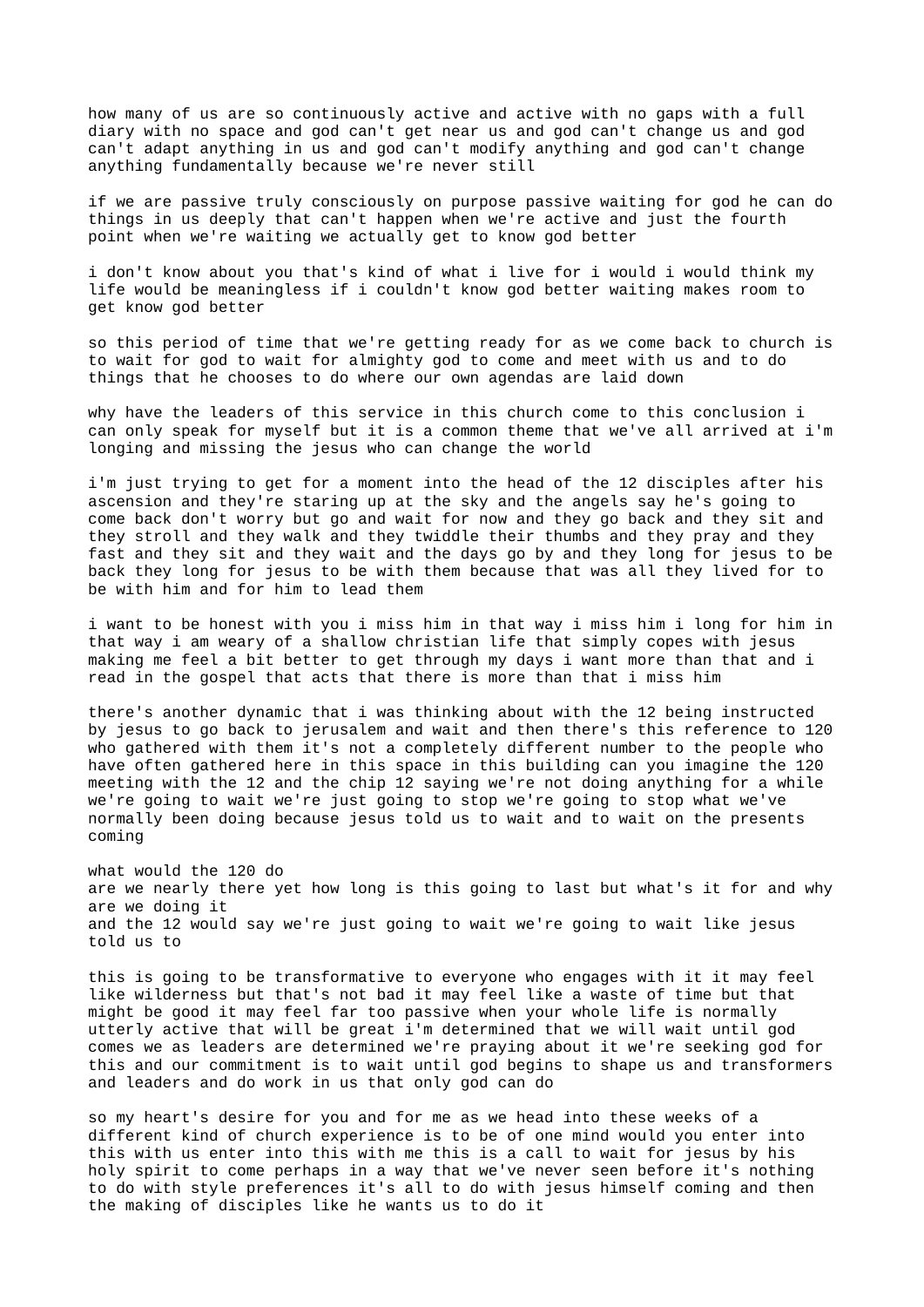how many of us are so continuously active and active with no gaps with a full diary with no space and god can't get near us and god can't change us and god can't adapt anything in us and god can't modify anything and god can't change anything fundamentally because we're never still

if we are passive truly consciously on purpose passive waiting for god he can do things in us deeply that can't happen when we're active and just the fourth point when we're waiting we actually get to know god better

i don't know about you that's kind of what i live for i would i would think my life would be meaningless if i couldn't know god better waiting makes room to get know god better

so this period of time that we're getting ready for as we come back to church is to wait for god to wait for almighty god to come and meet with us and to do things that he chooses to do where our own agendas are laid down

why have the leaders of this service in this church come to this conclusion i can only speak for myself but it is a common theme that we've all arrived at i'm longing and missing the jesus who can change the world

i'm just trying to get for a moment into the head of the 12 disciples after his ascension and they're staring up at the sky and the angels say he's going to come back don't worry but go and wait for now and they go back and they sit and they stroll and they walk and they twiddle their thumbs and they pray and they fast and they sit and they wait and the days go by and they long for jesus to be back they long for jesus to be with them because that was all they lived for to be with him and for him to lead them

i want to be honest with you i miss him in that way i miss him i long for him in that way i am weary of a shallow christian life that simply copes with jesus making me feel a bit better to get through my days i want more than that and i read in the gospel that acts that there is more than that i miss him

there's another dynamic that i was thinking about with the 12 being instructed by jesus to go back to jerusalem and wait and then there's this reference to 120 who gathered with them it's not a completely different number to the people who have often gathered here in this space in this building can you imagine the 120 meeting with the 12 and the chip 12 saying we're not doing anything for a while we're going to wait we're just going to stop we're going to stop what we've normally been doing because jesus told us to wait and to wait on the presents coming

what would the 120 do
are we nearly there yet how long is this going to last but what's it for and why are we doing it
and the 12 would say we're just going to wait we're going to wait like jesus told us to

this is going to be transformative to everyone who engages with it it may feel like wilderness but that's not bad it may feel like a waste of time but that might be good it may feel far too passive when your whole life is normally utterly active that will be great i'm determined that we will wait until god comes we as leaders are determined we're praying about it we're seeking god for this and our commitment is to wait until god begins to shape us and transformers and leaders and do work in us that only god can do

so my heart's desire for you and for me as we head into these weeks of a different kind of church experience is to be of one mind would you enter into this with us enter into this with me this is a call to wait for jesus by his holy spirit to come perhaps in a way that we've never seen before it's nothing to do with style preferences it's all to do with jesus himself coming and then the making of disciples like he wants us to do it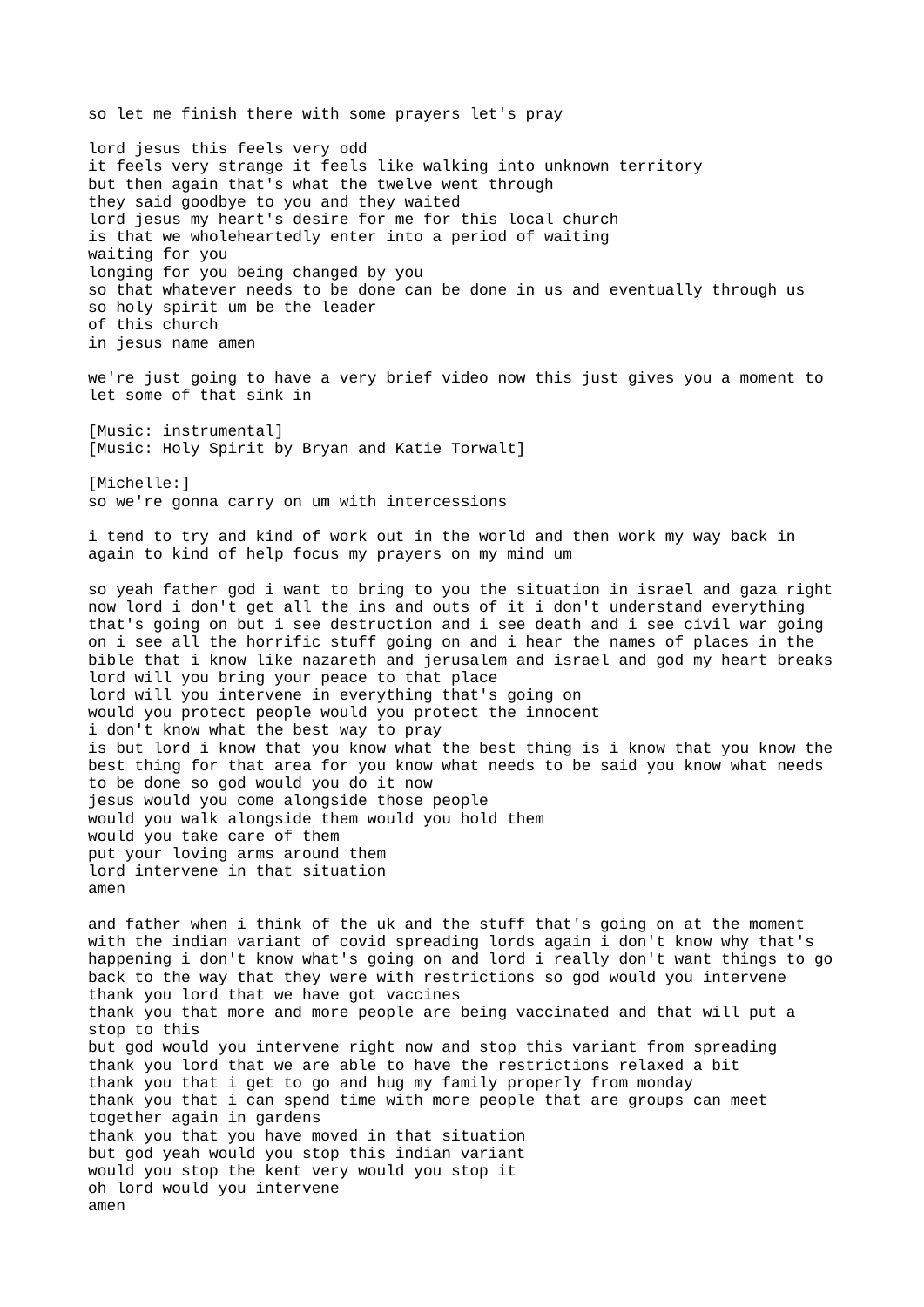so let me finish there with some prayers let's pray

lord jesus this feels very odd
it feels very strange it feels like walking into unknown territory
but then again that's what the twelve went through
they said goodbye to you and they waited
lord jesus my heart's desire for me for this local church
is that we wholeheartedly enter into a period of waiting
waiting for you
longing for you being changed by you
so that whatever needs to be done can be done in us and eventually through us
so holy spirit um be the leader
of this church
in jesus name amen

we're just going to have a very brief video now this just gives you a moment to let some of that sink in

[Music: instrumental]
[Music: Holy Spirit by Bryan and Katie Torwalt]

[Michelle:]
so we're gonna carry on um with intercessions

i tend to try and kind of work out in the world and then work my way back in again to kind of help focus my prayers on my mind um

so yeah father god i want to bring to you the situation in israel and gaza right now lord i don't get all the ins and outs of it i don't understand everything that's going on but i see destruction and i see death and i see civil war going on i see all the horrific stuff going on and i hear the names of places in the bible that i know like nazareth and jerusalem and israel and god my heart breaks
lord will you bring your peace to that place
lord will you intervene in everything that's going on
would you protect people would you protect the innocent
i don't know what the best way to pray
is but lord i know that you know what the best thing is i know that you know the best thing for that area for you know what needs to be said you know what needs to be done so god would you do it now
jesus would you come alongside those people
would you walk alongside them would you hold them
would you take care of them
put your loving arms around them
lord intervene in that situation
amen

and father when i think of the uk and the stuff that's going on at the moment with the indian variant of covid spreading lords again i don't know why that's happening i don't know what's going on and lord i really don't want things to go back to the way that they were with restrictions so god would you intervene
thank you lord that we have got vaccines
thank you that more and more people are being vaccinated and that will put a stop to this
but god would you intervene right now and stop this variant from spreading
thank you lord that we are able to have the restrictions relaxed a bit
thank you that i get to go and hug my family properly from monday
thank you that i can spend time with more people that are groups can meet together again in gardens
thank you that you have moved in that situation
but god yeah would you stop this indian variant
would you stop the kent very would you stop it
oh lord would you intervene
amen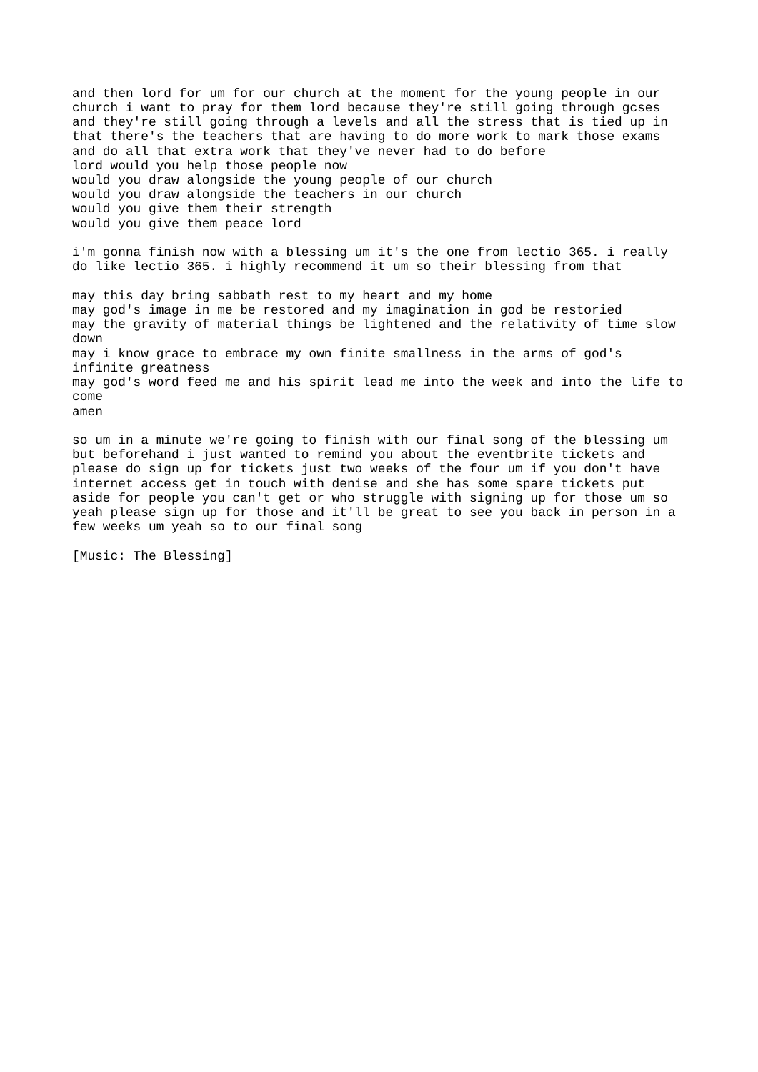and then lord for um for our church at the moment for the young people in our church i want to pray for them lord because they're still going through gcses and they're still going through a levels and all the stress that is tied up in that there's the teachers that are having to do more work to mark those exams and do all that extra work that they've never had to do before
lord would you help those people now
would you draw alongside the young people of our church
would you draw alongside the teachers in our church
would you give them their strength
would you give them peace lord

i'm gonna finish now with a blessing um it's the one from lectio 365. i really do like lectio 365. i highly recommend it um so their blessing from that

may this day bring sabbath rest to my heart and my home
may god's image in me be restored and my imagination in god be restoried
may the gravity of material things be lightened and the relativity of time slow down
may i know grace to embrace my own finite smallness in the arms of god's infinite greatness
may god's word feed me and his spirit lead me into the week and into the life to come
amen

so um in a minute we're going to finish with our final song of the blessing um but beforehand i just wanted to remind you about the eventbrite tickets and please do sign up for tickets just two weeks of the four um if you don't have internet access get in touch with denise and she has some spare tickets put aside for people you can't get or who struggle with signing up for those um so yeah please sign up for those and it'll be great to see you back in person in a few weeks um yeah so to our final song

[Music: The Blessing]